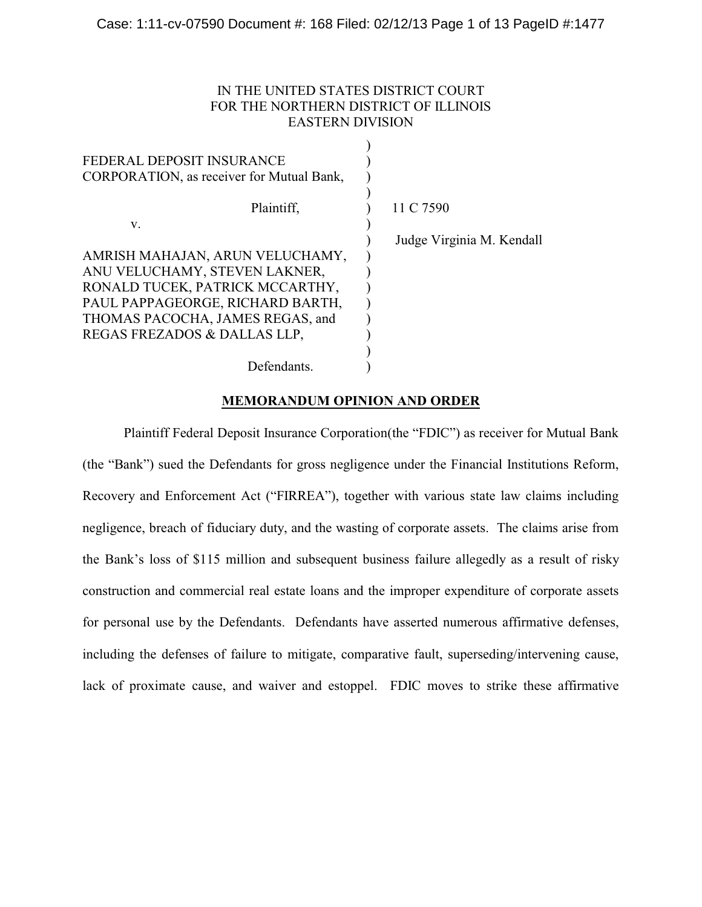IN THE UNITED STATES DISTRICT COURT
FOR THE NORTHERN DISTRICT OF ILLINOIS
EASTERN DIVISION

| | | |
|---|---|---|
| FEDERAL DEPOSIT INSURANCE CORPORATION, as receiver for Mutual Bank, | ) | |
| Plaintiff, | ) | 11 C 7590 |
| v. | ) | |
| | ) | Judge Virginia M. Kendall |
| AMRISH MAHAJAN, ARUN VELUCHAMY, ANU VELUCHAMY, STEVEN LAKNER, RONALD TUCEK, PATRICK MCCARTHY, PAUL PAPPAGEORGE, RICHARD BARTH, THOMAS PACOCHA, JAMES REGAS, and REGAS FREZADOS & DALLAS LLP, | ) | |
| Defendants. | ) | |

**MEMORANDUM OPINION AND ORDER**

Plaintiff Federal Deposit Insurance Corporation(the "FDIC") as receiver for Mutual Bank (the "Bank") sued the Defendants for gross negligence under the Financial Institutions Reform, Recovery and Enforcement Act ("FIRREA"), together with various state law claims including negligence, breach of fiduciary duty, and the wasting of corporate assets. The claims arise from the Bank's loss of $115 million and subsequent business failure allegedly as a result of risky construction and commercial real estate loans and the improper expenditure of corporate assets for personal use by the Defendants. Defendants have asserted numerous affirmative defenses, including the defenses of failure to mitigate, comparative fault, superseding/intervening cause, lack of proximate cause, and waiver and estoppel. FDIC moves to strike these affirmative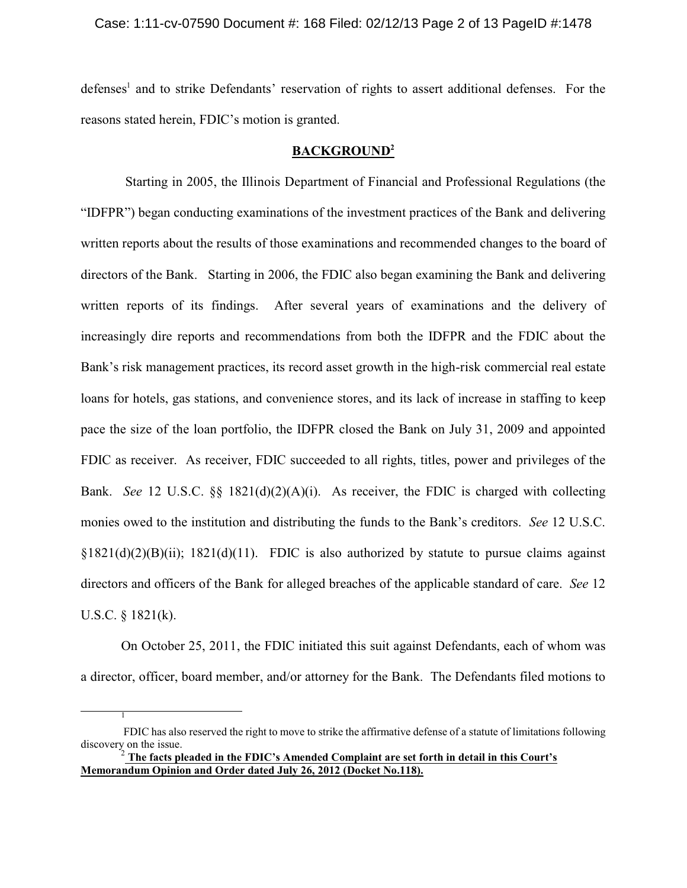defenses[1] and to strike Defendants' reservation of rights to assert additional defenses. For the reasons stated herein, FDIC's motion is granted.

## BACKGROUND[2]

Starting in 2005, the Illinois Department of Financial and Professional Regulations (the "IDFPR") began conducting examinations of the investment practices of the Bank and delivering written reports about the results of those examinations and recommended changes to the board of directors of the Bank. Starting in 2006, the FDIC also began examining the Bank and delivering written reports of its findings. After several years of examinations and the delivery of increasingly dire reports and recommendations from both the IDFPR and the FDIC about the Bank's risk management practices, its record asset growth in the high-risk commercial real estate loans for hotels, gas stations, and convenience stores, and its lack of increase in staffing to keep pace the size of the loan portfolio, the IDFPR closed the Bank on July 31, 2009 and appointed FDIC as receiver. As receiver, FDIC succeeded to all rights, titles, power and privileges of the Bank. *See* 12 U.S.C. §§ 1821(d)(2)(A)(i). As receiver, the FDIC is charged with collecting monies owed to the institution and distributing the funds to the Bank's creditors. *See* 12 U.S.C. §1821(d)(2)(B)(ii); 1821(d)(11). FDIC is also authorized by statute to pursue claims against directors and officers of the Bank for alleged breaches of the applicable standard of care. *See* 12 U.S.C. § 1821(k).

On October 25, 2011, the FDIC initiated this suit against Defendants, each of whom was a director, officer, board member, and/or attorney for the Bank. The Defendants filed motions to

---

[1] FDIC has also reserved the right to move to strike the affirmative defense of a statute of limitations following discovery on the issue.

[2] **The facts pleaded in the FDIC's Amended Complaint are set forth in detail in this Court's Memorandum Opinion and Order dated July 26, 2012 (Docket No.118).**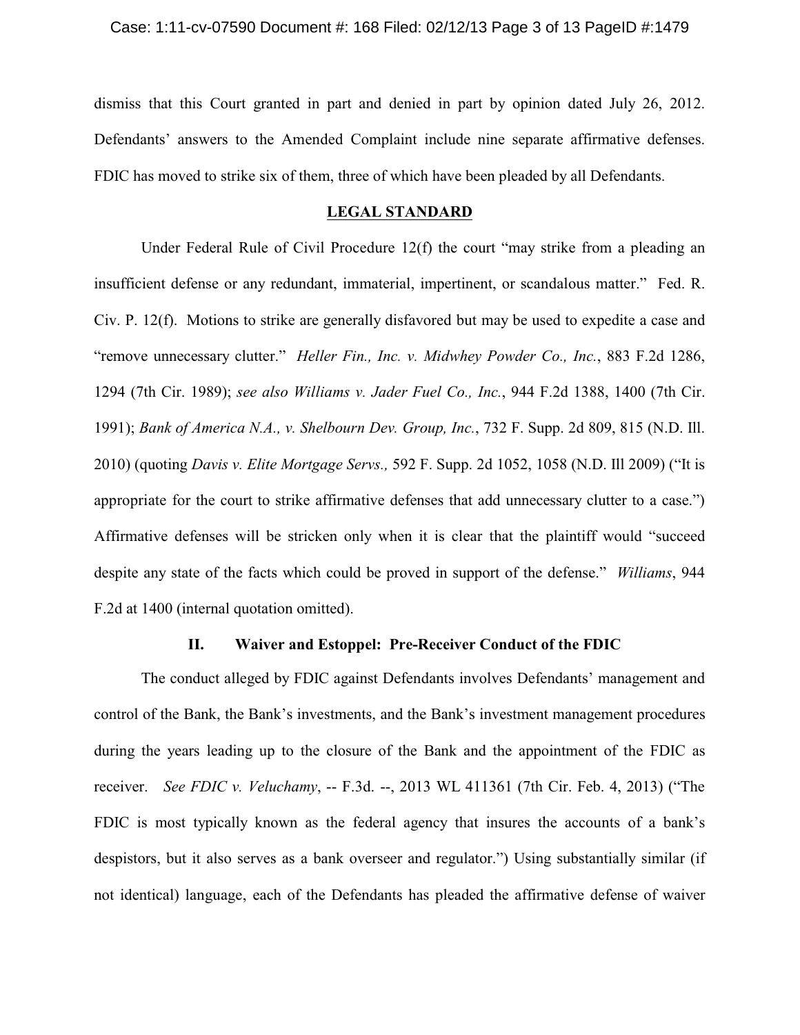dismiss that this Court granted in part and denied in part by opinion dated July 26, 2012. Defendants' answers to the Amended Complaint include nine separate affirmative defenses. FDIC has moved to strike six of them, three of which have been pleaded by all Defendants.

## LEGAL STANDARD

Under Federal Rule of Civil Procedure 12(f) the court "may strike from a pleading an insufficient defense or any redundant, immaterial, impertinent, or scandalous matter." Fed. R. Civ. P. 12(f). Motions to strike are generally disfavored but may be used to expedite a case and "remove unnecessary clutter." *Heller Fin., Inc. v. Midwhey Powder Co., Inc.*, 883 F.2d 1286, 1294 (7th Cir. 1989); *see also Williams v. Jader Fuel Co., Inc.*, 944 F.2d 1388, 1400 (7th Cir. 1991); *Bank of America N.A., v. Shelbourn Dev. Group, Inc.*, 732 F. Supp. 2d 809, 815 (N.D. Ill. 2010) (quoting *Davis v. Elite Mortgage Servs.,* 592 F. Supp. 2d 1052, 1058 (N.D. Ill 2009) ("It is appropriate for the court to strike affirmative defenses that add unnecessary clutter to a case.") Affirmative defenses will be stricken only when it is clear that the plaintiff would "succeed despite any state of the facts which could be proved in support of the defense." *Williams*, 944 F.2d at 1400 (internal quotation omitted).

### II. Waiver and Estoppel: Pre-Receiver Conduct of the FDIC

The conduct alleged by FDIC against Defendants involves Defendants' management and control of the Bank, the Bank's investments, and the Bank's investment management procedures during the years leading up to the closure of the Bank and the appointment of the FDIC as receiver. *See FDIC v. Veluchamy*, -- F.3d. --, 2013 WL 411361 (7th Cir. Feb. 4, 2013) ("The FDIC is most typically known as the federal agency that insures the accounts of a bank's despistors, but it also serves as a bank overseer and regulator.") Using substantially similar (if not identical) language, each of the Defendants has pleaded the affirmative defense of waiver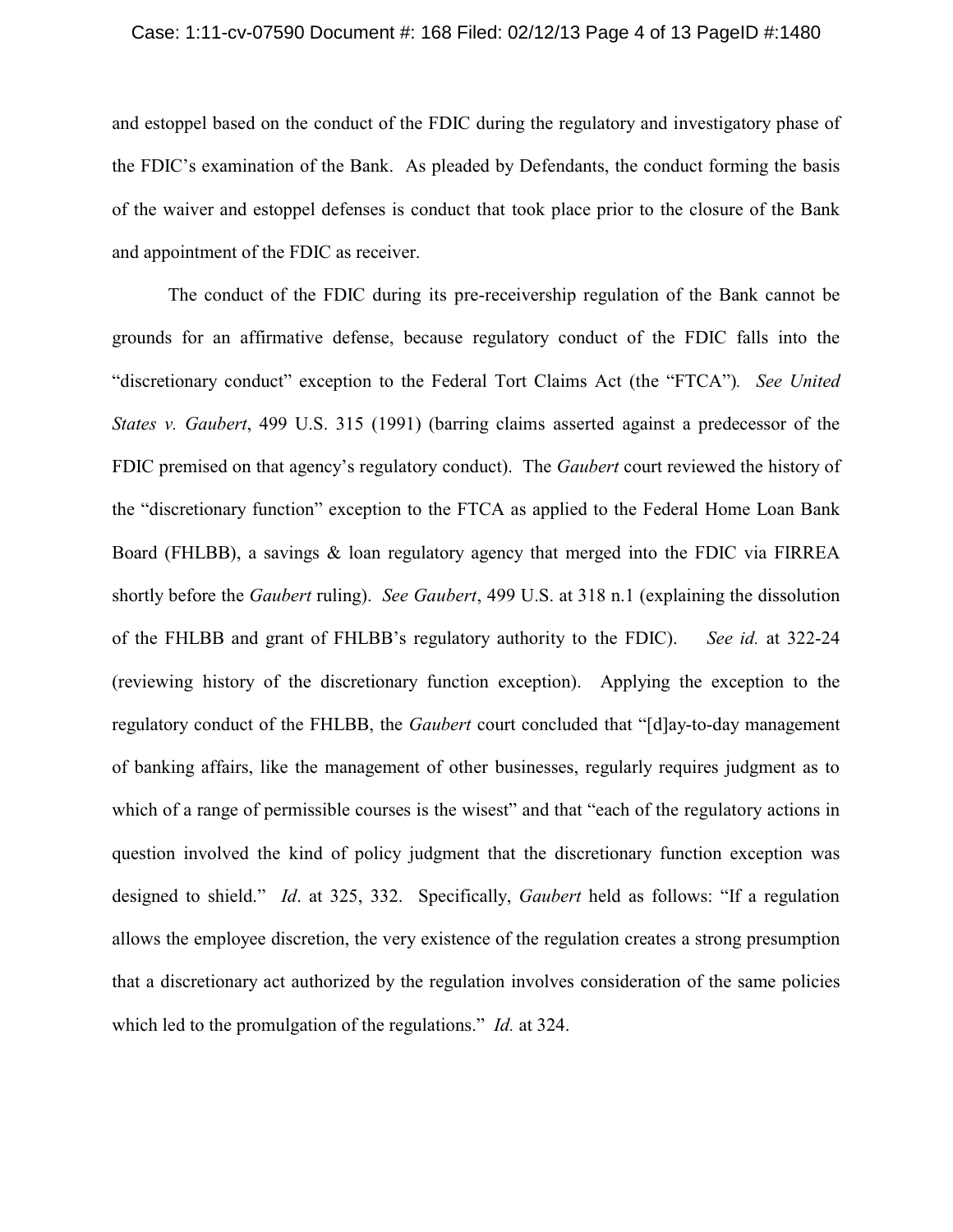and estoppel based on the conduct of the FDIC during the regulatory and investigatory phase of the FDIC's examination of the Bank. As pleaded by Defendants, the conduct forming the basis of the waiver and estoppel defenses is conduct that took place prior to the closure of the Bank and appointment of the FDIC as receiver.

The conduct of the FDIC during its pre-receivership regulation of the Bank cannot be grounds for an affirmative defense, because regulatory conduct of the FDIC falls into the "discretionary conduct" exception to the Federal Tort Claims Act (the "FTCA"). *See United States v. Gaubert*, 499 U.S. 315 (1991) (barring claims asserted against a predecessor of the FDIC premised on that agency's regulatory conduct). The *Gaubert* court reviewed the history of the "discretionary function" exception to the FTCA as applied to the Federal Home Loan Bank Board (FHLBB), a savings & loan regulatory agency that merged into the FDIC via FIRREA shortly before the *Gaubert* ruling). *See Gaubert*, 499 U.S. at 318 n.1 (explaining the dissolution of the FHLBB and grant of FHLBB's regulatory authority to the FDIC). *See id.* at 322-24 (reviewing history of the discretionary function exception). Applying the exception to the regulatory conduct of the FHLBB, the *Gaubert* court concluded that "[d]ay-to-day management of banking affairs, like the management of other businesses, regularly requires judgment as to which of a range of permissible courses is the wisest" and that "each of the regulatory actions in question involved the kind of policy judgment that the discretionary function exception was designed to shield." *Id*. at 325, 332. Specifically, *Gaubert* held as follows: "If a regulation allows the employee discretion, the very existence of the regulation creates a strong presumption that a discretionary act authorized by the regulation involves consideration of the same policies which led to the promulgation of the regulations." *Id.* at 324.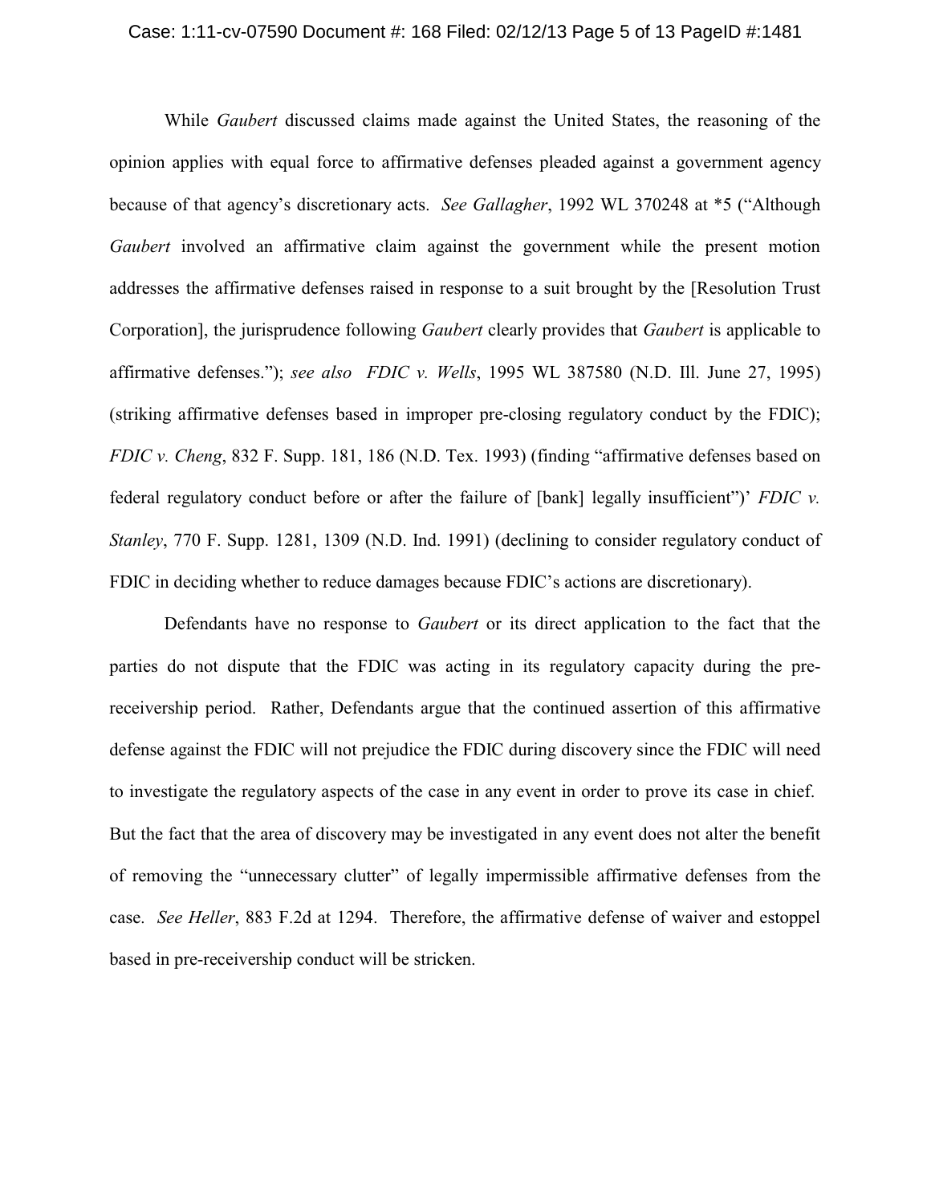While *Gaubert* discussed claims made against the United States, the reasoning of the opinion applies with equal force to affirmative defenses pleaded against a government agency because of that agency's discretionary acts. *See Gallagher*, 1992 WL 370248 at *5 ("Although *Gaubert* involved an affirmative claim against the government while the present motion addresses the affirmative defenses raised in response to a suit brought by the [Resolution Trust Corporation], the jurisprudence following *Gaubert* clearly provides that *Gaubert* is applicable to affirmative defenses."); *see also FDIC v. Wells*, 1995 WL 387580 (N.D. Ill. June 27, 1995) (striking affirmative defenses based in improper pre-closing regulatory conduct by the FDIC); *FDIC v. Cheng*, 832 F. Supp. 181, 186 (N.D. Tex. 1993) (finding "affirmative defenses based on federal regulatory conduct before or after the failure of [bank] legally insufficient")' *FDIC v. Stanley*, 770 F. Supp. 1281, 1309 (N.D. Ind. 1991) (declining to consider regulatory conduct of FDIC in deciding whether to reduce damages because FDIC's actions are discretionary).

Defendants have no response to *Gaubert* or its direct application to the fact that the parties do not dispute that the FDIC was acting in its regulatory capacity during the pre-receivership period. Rather, Defendants argue that the continued assertion of this affirmative defense against the FDIC will not prejudice the FDIC during discovery since the FDIC will need to investigate the regulatory aspects of the case in any event in order to prove its case in chief. But the fact that the area of discovery may be investigated in any event does not alter the benefit of removing the "unnecessary clutter" of legally impermissible affirmative defenses from the case. *See Heller*, 883 F.2d at 1294. Therefore, the affirmative defense of waiver and estoppel based in pre-receivership conduct will be stricken.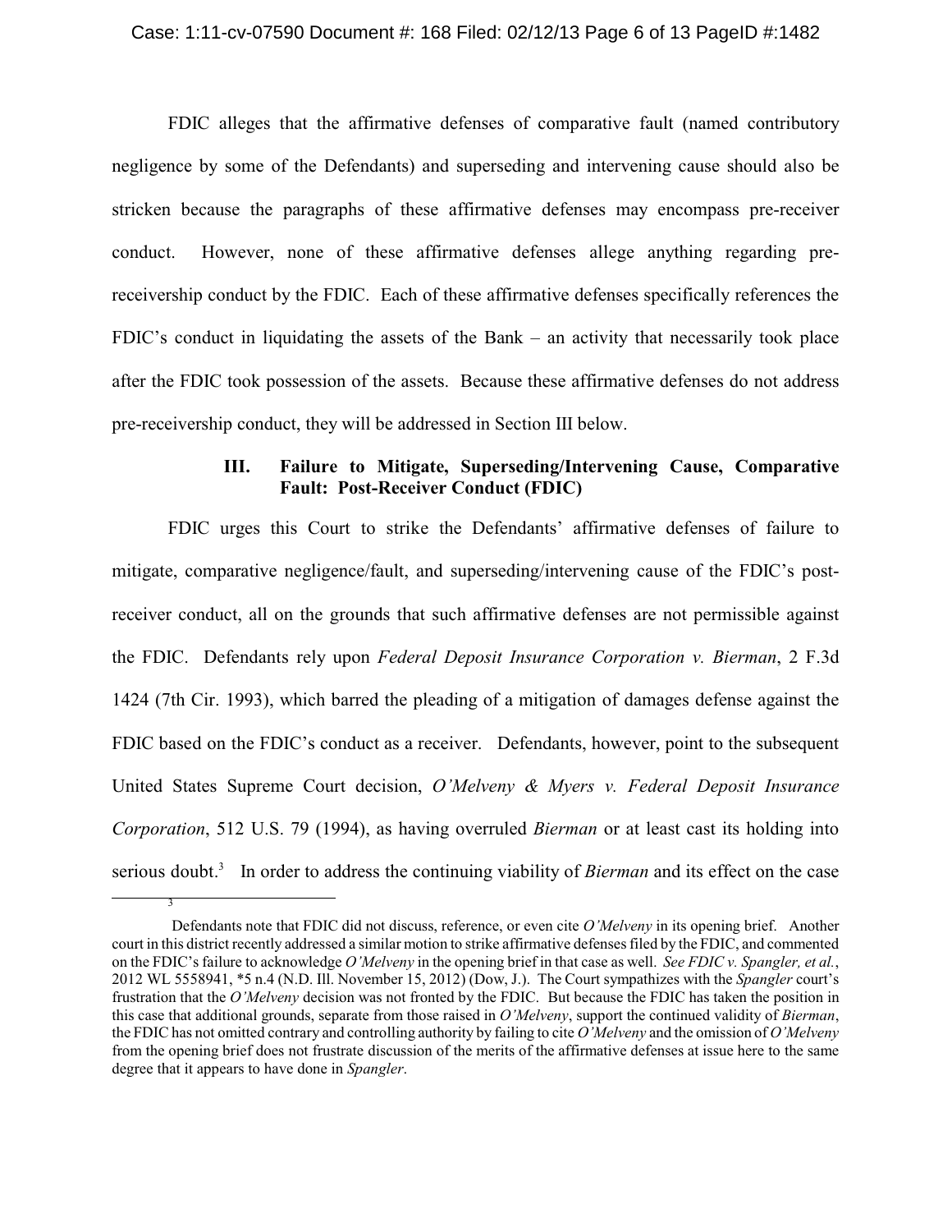FDIC alleges that the affirmative defenses of comparative fault (named contributory negligence by some of the Defendants) and superseding and intervening cause should also be stricken because the paragraphs of these affirmative defenses may encompass pre-receiver conduct. However, none of these affirmative defenses allege anything regarding pre-receivership conduct by the FDIC. Each of these affirmative defenses specifically references the FDIC's conduct in liquidating the assets of the Bank – an activity that necessarily took place after the FDIC took possession of the assets. Because these affirmative defenses do not address pre-receivership conduct, they will be addressed in Section III below.

### III. Failure to Mitigate, Superseding/Intervening Cause, Comparative Fault: Post-Receiver Conduct (FDIC)

FDIC urges this Court to strike the Defendants' affirmative defenses of failure to mitigate, comparative negligence/fault, and superseding/intervening cause of the FDIC's post-receiver conduct, all on the grounds that such affirmative defenses are not permissible against the FDIC. Defendants rely upon *Federal Deposit Insurance Corporation v. Bierman*, 2 F.3d 1424 (7th Cir. 1993), which barred the pleading of a mitigation of damages defense against the FDIC based on the FDIC's conduct as a receiver. Defendants, however, point to the subsequent United States Supreme Court decision, *O'Melveny & Myers v. Federal Deposit Insurance Corporation*, 512 U.S. 79 (1994), as having overruled *Bierman* or at least cast its holding into serious doubt.[3] In order to address the continuing viability of *Bierman* and its effect on the case

[3] Defendants note that FDIC did not discuss, reference, or even cite *O'Melveny* in its opening brief. Another court in this district recently addressed a similar motion to strike affirmative defenses filed by the FDIC, and commented on the FDIC's failure to acknowledge *O'Melveny* in the opening brief in that case as well. *See FDIC v. Spangler, et al.*, 2012 WL 5558941, *5 n.4 (N.D. Ill. November 15, 2012) (Dow, J.). The Court sympathizes with the *Spangler* court's frustration that the *O'Melveny* decision was not fronted by the FDIC. But because the FDIC has taken the position in this case that additional grounds, separate from those raised in *O'Melveny*, support the continued validity of *Bierman*, the FDIC has not omitted contrary and controlling authority by failing to cite *O'Melveny* and the omission of *O'Melveny* from the opening brief does not frustrate discussion of the merits of the affirmative defenses at issue here to the same degree that it appears to have done in *Spangler*.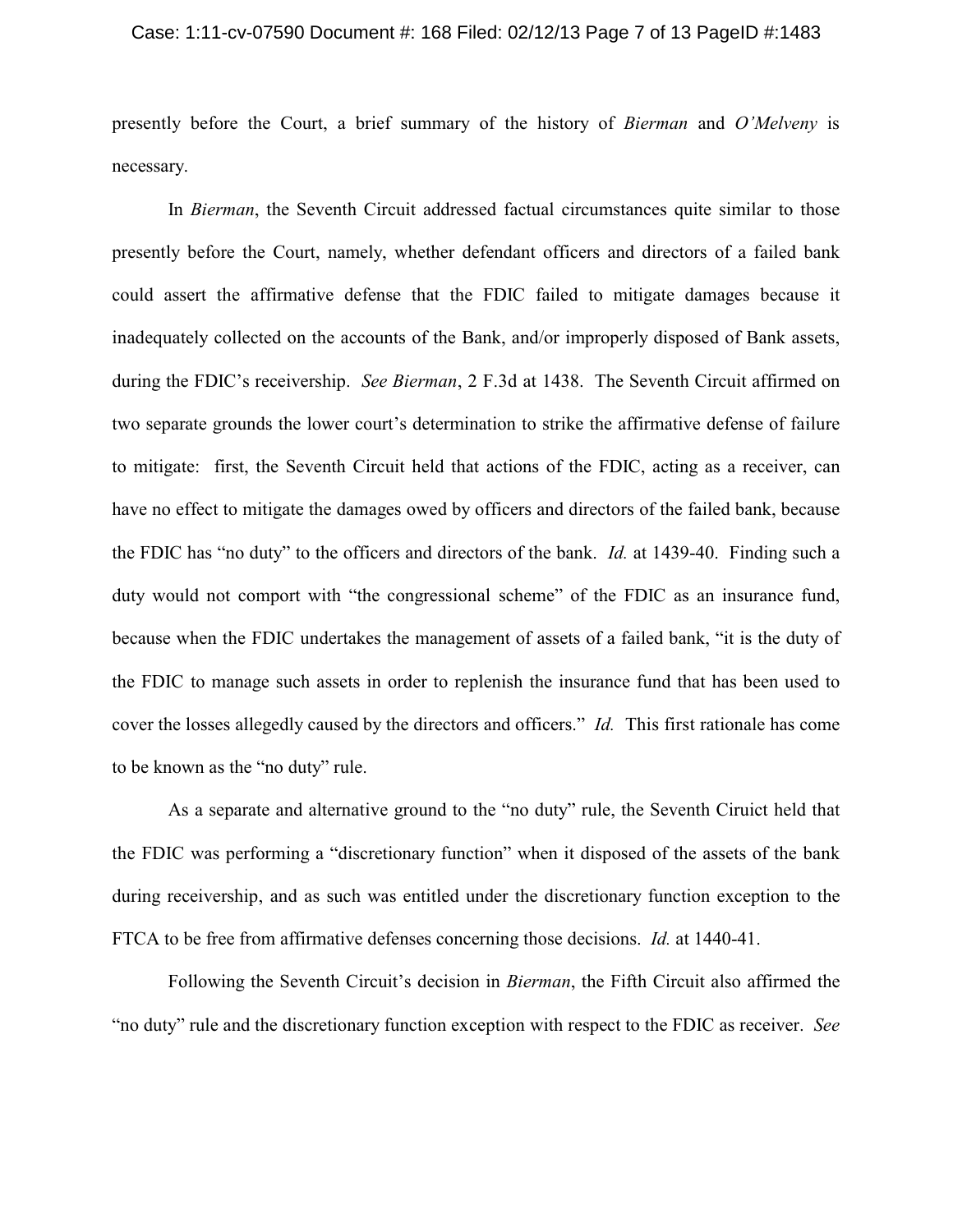presently before the Court, a brief summary of the history of *Bierman* and *O'Melveny* is necessary.

In *Bierman*, the Seventh Circuit addressed factual circumstances quite similar to those presently before the Court, namely, whether defendant officers and directors of a failed bank could assert the affirmative defense that the FDIC failed to mitigate damages because it inadequately collected on the accounts of the Bank, and/or improperly disposed of Bank assets, during the FDIC's receivership. *See Bierman*, 2 F.3d at 1438. The Seventh Circuit affirmed on two separate grounds the lower court's determination to strike the affirmative defense of failure to mitigate: first, the Seventh Circuit held that actions of the FDIC, acting as a receiver, can have no effect to mitigate the damages owed by officers and directors of the failed bank, because the FDIC has "no duty" to the officers and directors of the bank. *Id.* at 1439-40. Finding such a duty would not comport with "the congressional scheme" of the FDIC as an insurance fund, because when the FDIC undertakes the management of assets of a failed bank, "it is the duty of the FDIC to manage such assets in order to replenish the insurance fund that has been used to cover the losses allegedly caused by the directors and officers." *Id.* This first rationale has come to be known as the "no duty" rule.

As a separate and alternative ground to the "no duty" rule, the Seventh Ciruict held that the FDIC was performing a "discretionary function" when it disposed of the assets of the bank during receivership, and as such was entitled under the discretionary function exception to the FTCA to be free from affirmative defenses concerning those decisions. *Id.* at 1440-41.

Following the Seventh Circuit's decision in *Bierman*, the Fifth Circuit also affirmed the "no duty" rule and the discretionary function exception with respect to the FDIC as receiver. *See*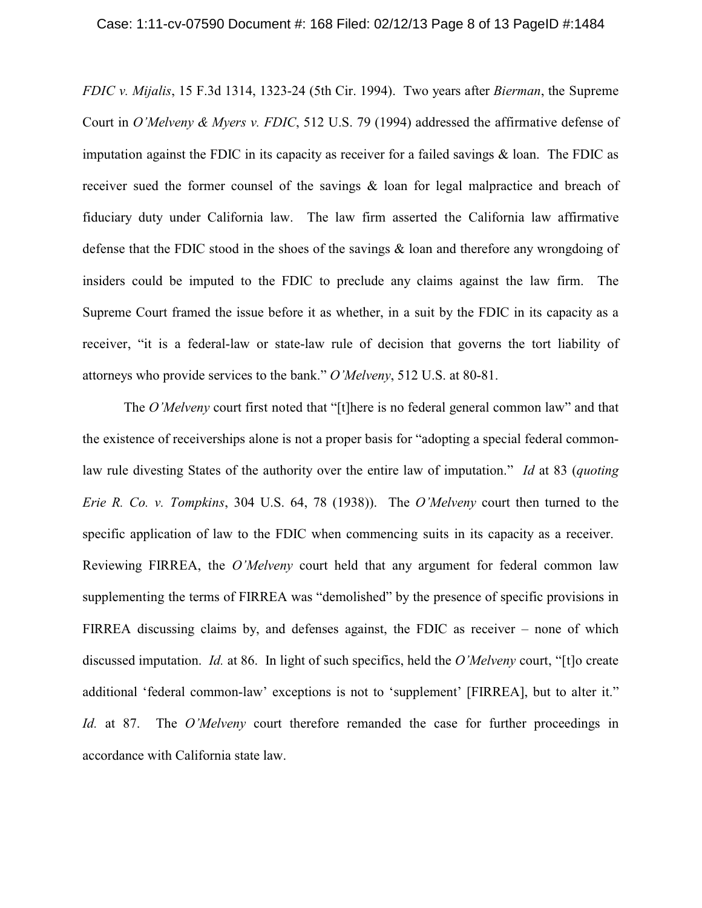*FDIC v. Mijalis*, 15 F.3d 1314, 1323-24 (5th Cir. 1994). Two years after *Bierman*, the Supreme Court in *O'Melveny & Myers v. FDIC*, 512 U.S. 79 (1994) addressed the affirmative defense of imputation against the FDIC in its capacity as receiver for a failed savings & loan. The FDIC as receiver sued the former counsel of the savings & loan for legal malpractice and breach of fiduciary duty under California law. The law firm asserted the California law affirmative defense that the FDIC stood in the shoes of the savings & loan and therefore any wrongdoing of insiders could be imputed to the FDIC to preclude any claims against the law firm. The Supreme Court framed the issue before it as whether, in a suit by the FDIC in its capacity as a receiver, "it is a federal-law or state-law rule of decision that governs the tort liability of attorneys who provide services to the bank." *O'Melveny*, 512 U.S. at 80-81.

The *O'Melveny* court first noted that "[t]here is no federal general common law" and that the existence of receiverships alone is not a proper basis for "adopting a special federal common-law rule divesting States of the authority over the entire law of imputation." *Id* at 83 (*quoting Erie R. Co. v. Tompkins*, 304 U.S. 64, 78 (1938)). The *O'Melveny* court then turned to the specific application of law to the FDIC when commencing suits in its capacity as a receiver. Reviewing FIRREA, the *O'Melveny* court held that any argument for federal common law supplementing the terms of FIRREA was "demolished" by the presence of specific provisions in FIRREA discussing claims by, and defenses against, the FDIC as receiver – none of which discussed imputation. *Id.* at 86. In light of such specifics, held the *O'Melveny* court, "[t]o create additional 'federal common-law' exceptions is not to 'supplement' [FIRREA], but to alter it." *Id.* at 87. The *O'Melveny* court therefore remanded the case for further proceedings in accordance with California state law.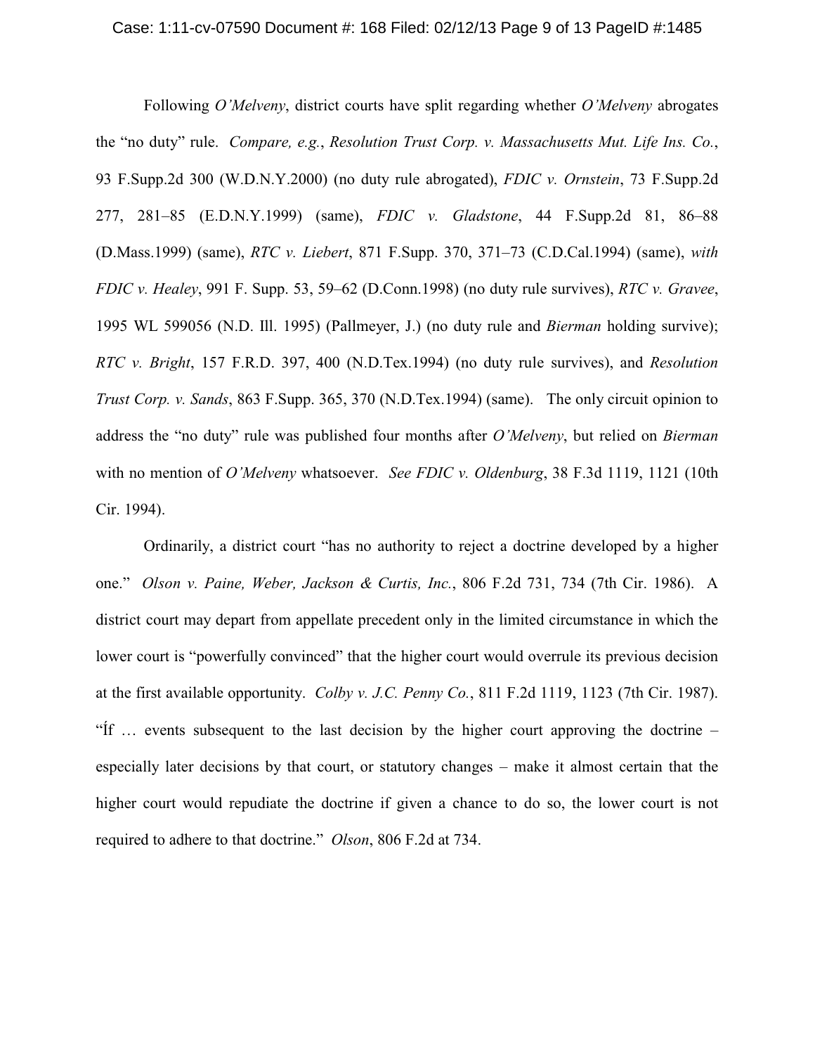Following *O'Melveny*, district courts have split regarding whether *O'Melveny* abrogates the "no duty" rule. *Compare, e.g.*, *Resolution Trust Corp. v. Massachusetts Mut. Life Ins. Co.*, 93 F.Supp.2d 300 (W.D.N.Y.2000) (no duty rule abrogated), *FDIC v. Ornstein*, 73 F.Supp.2d 277, 281–85 (E.D.N.Y.1999) (same), *FDIC v. Gladstone*, 44 F.Supp.2d 81, 86–88 (D.Mass.1999) (same), *RTC v. Liebert*, 871 F.Supp. 370, 371–73 (C.D.Cal.1994) (same), *with FDIC v. Healey*, 991 F. Supp. 53, 59–62 (D.Conn.1998) (no duty rule survives), *RTC v. Gravee*, 1995 WL 599056 (N.D. Ill. 1995) (Pallmeyer, J.) (no duty rule and *Bierman* holding survive); *RTC v. Bright*, 157 F.R.D. 397, 400 (N.D.Tex.1994) (no duty rule survives), and *Resolution Trust Corp. v. Sands*, 863 F.Supp. 365, 370 (N.D.Tex.1994) (same). The only circuit opinion to address the "no duty" rule was published four months after *O'Melveny*, but relied on *Bierman* with no mention of *O'Melveny* whatsoever. *See FDIC v. Oldenburg*, 38 F.3d 1119, 1121 (10th Cir. 1994).

Ordinarily, a district court "has no authority to reject a doctrine developed by a higher one." *Olson v. Paine, Weber, Jackson & Curtis, Inc.*, 806 F.2d 731, 734 (7th Cir. 1986). A district court may depart from appellate precedent only in the limited circumstance in which the lower court is "powerfully convinced" that the higher court would overrule its previous decision at the first available opportunity. *Colby v. J.C. Penny Co.*, 811 F.2d 1119, 1123 (7th Cir. 1987). "Íf … events subsequent to the last decision by the higher court approving the doctrine – especially later decisions by that court, or statutory changes – make it almost certain that the higher court would repudiate the doctrine if given a chance to do so, the lower court is not required to adhere to that doctrine." *Olson*, 806 F.2d at 734.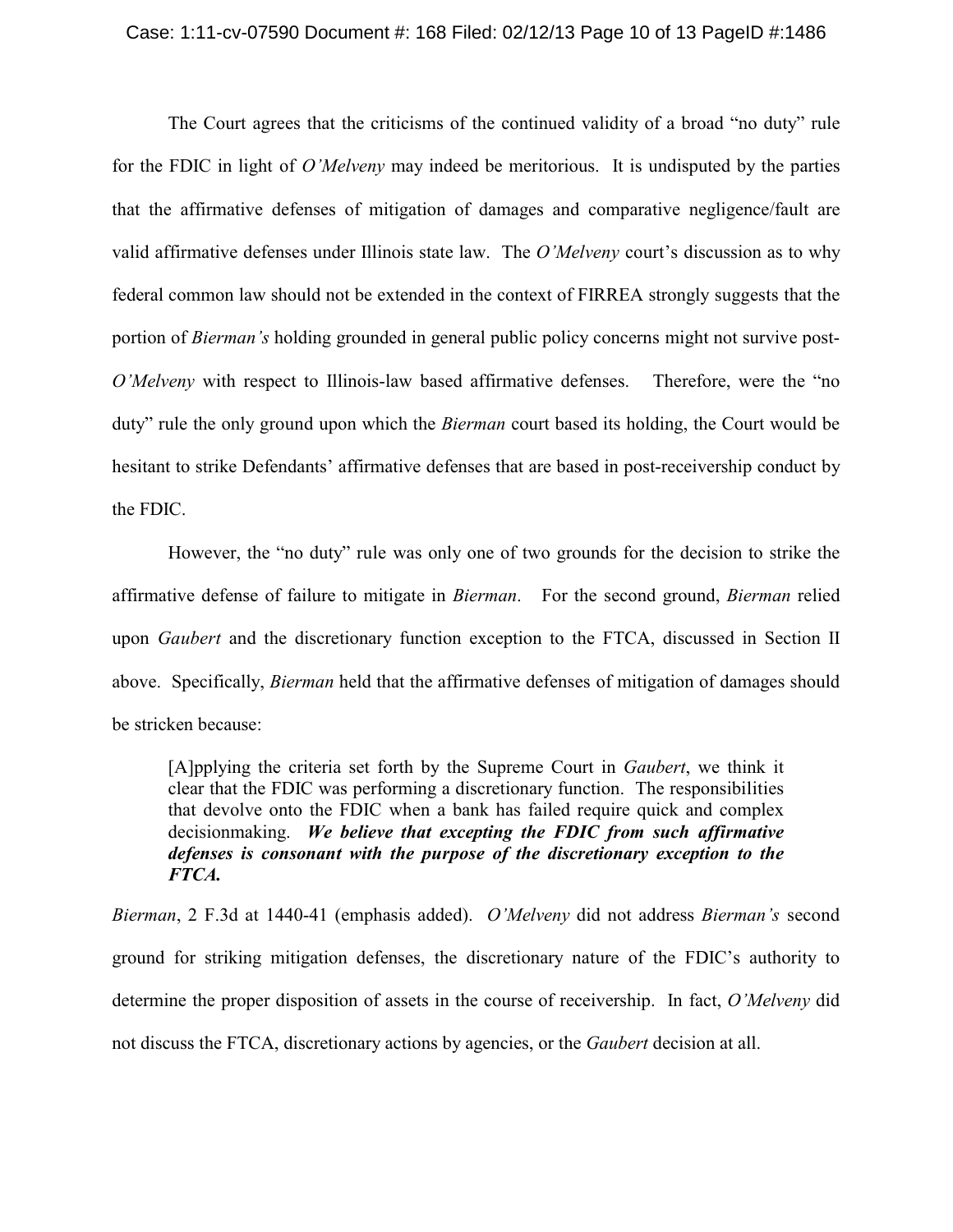The Court agrees that the criticisms of the continued validity of a broad "no duty" rule for the FDIC in light of *O'Melveny* may indeed be meritorious. It is undisputed by the parties that the affirmative defenses of mitigation of damages and comparative negligence/fault are valid affirmative defenses under Illinois state law. The *O'Melveny* court's discussion as to why federal common law should not be extended in the context of FIRREA strongly suggests that the portion of *Bierman's* holding grounded in general public policy concerns might not survive post-*O'Melveny* with respect to Illinois-law based affirmative defenses. Therefore, were the "no duty" rule the only ground upon which the *Bierman* court based its holding, the Court would be hesitant to strike Defendants' affirmative defenses that are based in post-receivership conduct by the FDIC.

However, the "no duty" rule was only one of two grounds for the decision to strike the affirmative defense of failure to mitigate in *Bierman*. For the second ground, *Bierman* relied upon *Gaubert* and the discretionary function exception to the FTCA, discussed in Section II above. Specifically, *Bierman* held that the affirmative defenses of mitigation of damages should be stricken because:

> [A]pplying the criteria set forth by the Supreme Court in *Gaubert*, we think it clear that the FDIC was performing a discretionary function. The responsibilities that devolve onto the FDIC when a bank has failed require quick and complex decisionmaking. ***We believe that excepting the FDIC from such affirmative defenses is consonant with the purpose of the discretionary exception to the FTCA.***

*Bierman*, 2 F.3d at 1440-41 (emphasis added). *O'Melveny* did not address *Bierman's* second ground for striking mitigation defenses, the discretionary nature of the FDIC's authority to determine the proper disposition of assets in the course of receivership. In fact, *O'Melveny* did not discuss the FTCA, discretionary actions by agencies, or the *Gaubert* decision at all.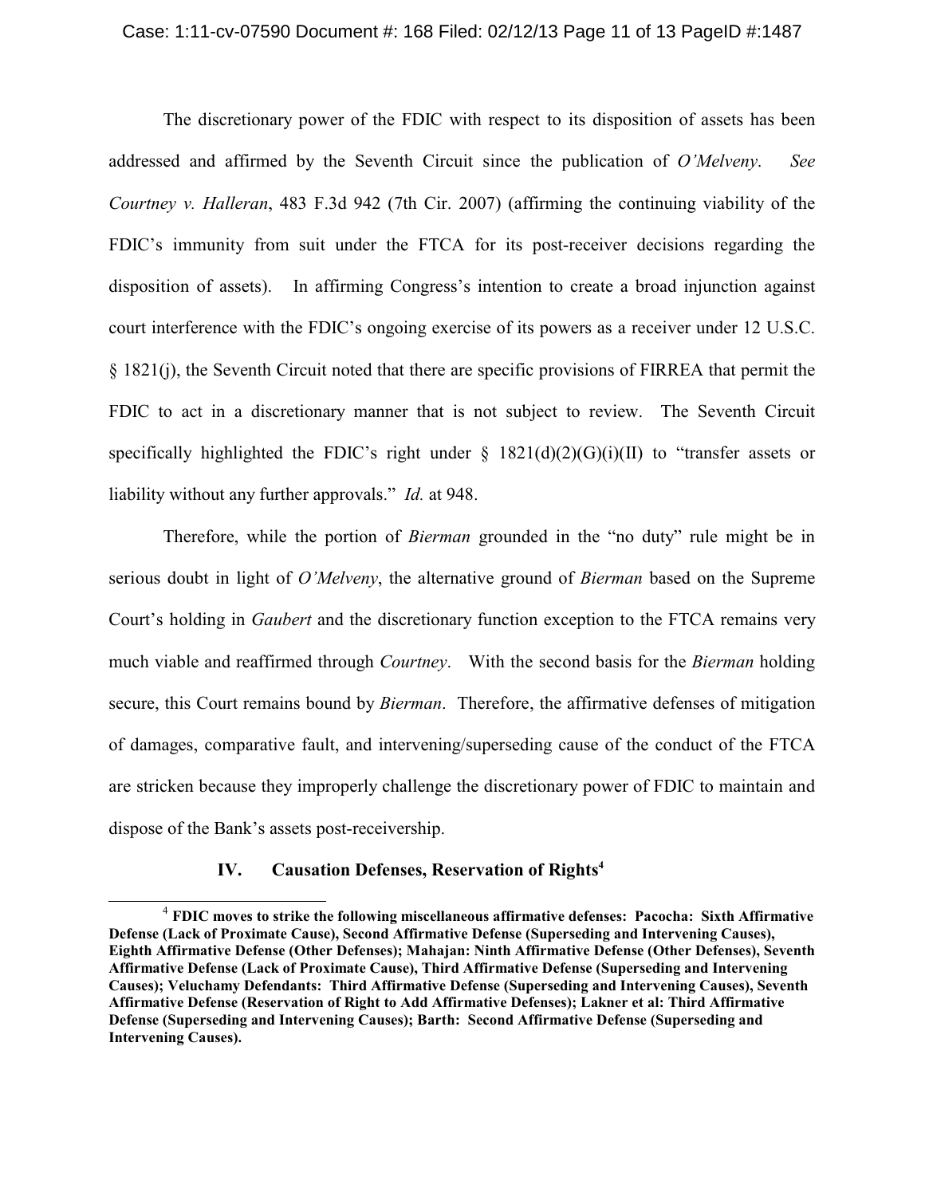The discretionary power of the FDIC with respect to its disposition of assets has been addressed and affirmed by the Seventh Circuit since the publication of *O'Melveny*. *See Courtney v. Halleran*, 483 F.3d 942 (7th Cir. 2007) (affirming the continuing viability of the FDIC's immunity from suit under the FTCA for its post-receiver decisions regarding the disposition of assets). In affirming Congress's intention to create a broad injunction against court interference with the FDIC's ongoing exercise of its powers as a receiver under 12 U.S.C. § 1821(j), the Seventh Circuit noted that there are specific provisions of FIRREA that permit the FDIC to act in a discretionary manner that is not subject to review. The Seventh Circuit specifically highlighted the FDIC's right under § 1821(d)(2)(G)(i)(II) to "transfer assets or liability without any further approvals." *Id.* at 948.

Therefore, while the portion of *Bierman* grounded in the "no duty" rule might be in serious doubt in light of *O'Melveny*, the alternative ground of *Bierman* based on the Supreme Court's holding in *Gaubert* and the discretionary function exception to the FTCA remains very much viable and reaffirmed through *Courtney*. With the second basis for the *Bierman* holding secure, this Court remains bound by *Bierman*. Therefore, the affirmative defenses of mitigation of damages, comparative fault, and intervening/superseding cause of the conduct of the FTCA are stricken because they improperly challenge the discretionary power of FDIC to maintain and dispose of the Bank's assets post-receivership.

## IV. Causation Defenses, Reservation of Rights[4]

[4] **FDIC moves to strike the following miscellaneous affirmative defenses: Pacocha: Sixth Affirmative Defense (Lack of Proximate Cause), Second Affirmative Defense (Superseding and Intervening Causes), Eighth Affirmative Defense (Other Defenses); Mahajan: Ninth Affirmative Defense (Other Defenses), Seventh Affirmative Defense (Lack of Proximate Cause), Third Affirmative Defense (Superseding and Intervening Causes); Veluchamy Defendants: Third Affirmative Defense (Superseding and Intervening Causes), Seventh Affirmative Defense (Reservation of Right to Add Affirmative Defenses); Lakner et al: Third Affirmative Defense (Superseding and Intervening Causes); Barth: Second Affirmative Defense (Superseding and Intervening Causes).**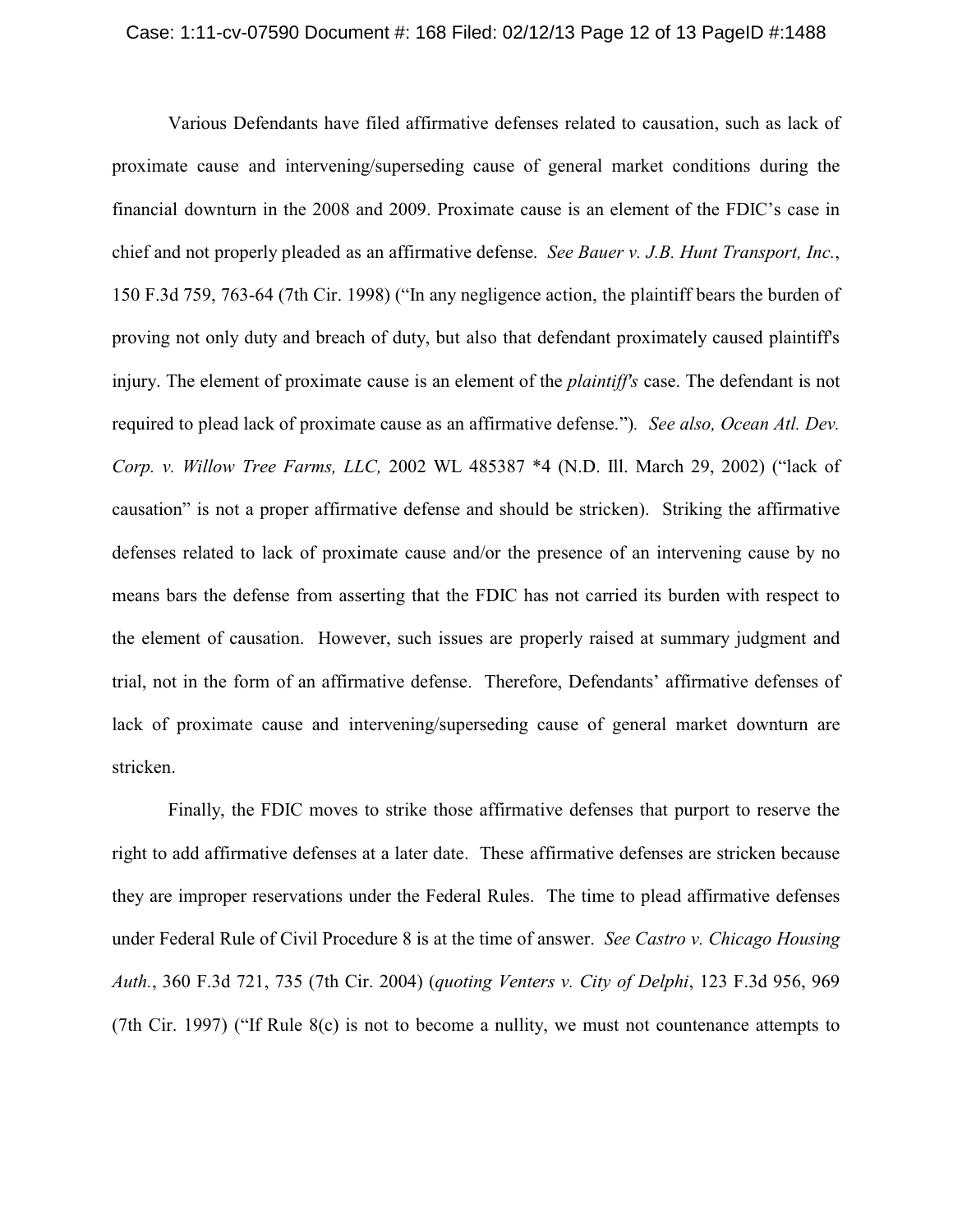Various Defendants have filed affirmative defenses related to causation, such as lack of proximate cause and intervening/superseding cause of general market conditions during the financial downturn in the 2008 and 2009. Proximate cause is an element of the FDIC's case in chief and not properly pleaded as an affirmative defense. *See Bauer v. J.B. Hunt Transport, Inc.*, 150 F.3d 759, 763-64 (7th Cir. 1998) ("In any negligence action, the plaintiff bears the burden of proving not only duty and breach of duty, but also that defendant proximately caused plaintiff's injury. The element of proximate cause is an element of the *plaintiff's* case. The defendant is not required to plead lack of proximate cause as an affirmative defense."). *See also, Ocean Atl. Dev. Corp. v. Willow Tree Farms, LLC,* 2002 WL 485387 *4 (N.D. Ill. March 29, 2002) ("lack of causation" is not a proper affirmative defense and should be stricken). Striking the affirmative defenses related to lack of proximate cause and/or the presence of an intervening cause by no means bars the defense from asserting that the FDIC has not carried its burden with respect to the element of causation. However, such issues are properly raised at summary judgment and trial, not in the form of an affirmative defense. Therefore, Defendants' affirmative defenses of lack of proximate cause and intervening/superseding cause of general market downturn are stricken.

Finally, the FDIC moves to strike those affirmative defenses that purport to reserve the right to add affirmative defenses at a later date. These affirmative defenses are stricken because they are improper reservations under the Federal Rules. The time to plead affirmative defenses under Federal Rule of Civil Procedure 8 is at the time of answer. *See Castro v. Chicago Housing Auth.*, 360 F.3d 721, 735 (7th Cir. 2004) (*quoting Venters v. City of Delphi*, 123 F.3d 956, 969 (7th Cir. 1997) ("If Rule 8(c) is not to become a nullity, we must not countenance attempts to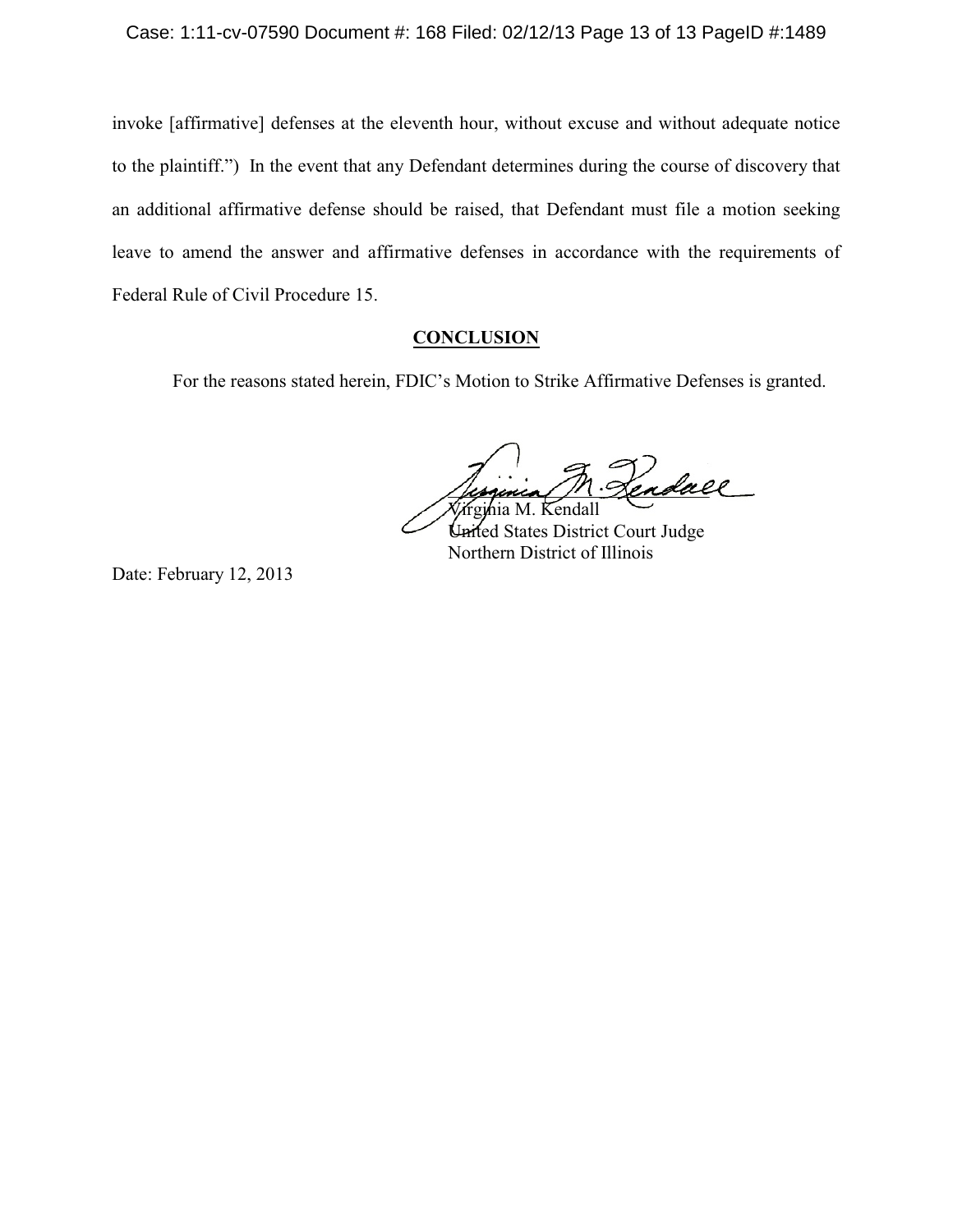invoke [affirmative] defenses at the eleventh hour, without excuse and without adequate notice to the plaintiff.") In the event that any Defendant determines during the course of discovery that an additional affirmative defense should be raised, that Defendant must file a motion seeking leave to amend the answer and affirmative defenses in accordance with the requirements of Federal Rule of Civil Procedure 15.

## CONCLUSION

For the reasons stated herein, FDIC's Motion to Strike Affirmative Defenses is granted.

Virginia M. Kendall
United States District Court Judge
Northern District of Illinois

Date: February 12, 2013